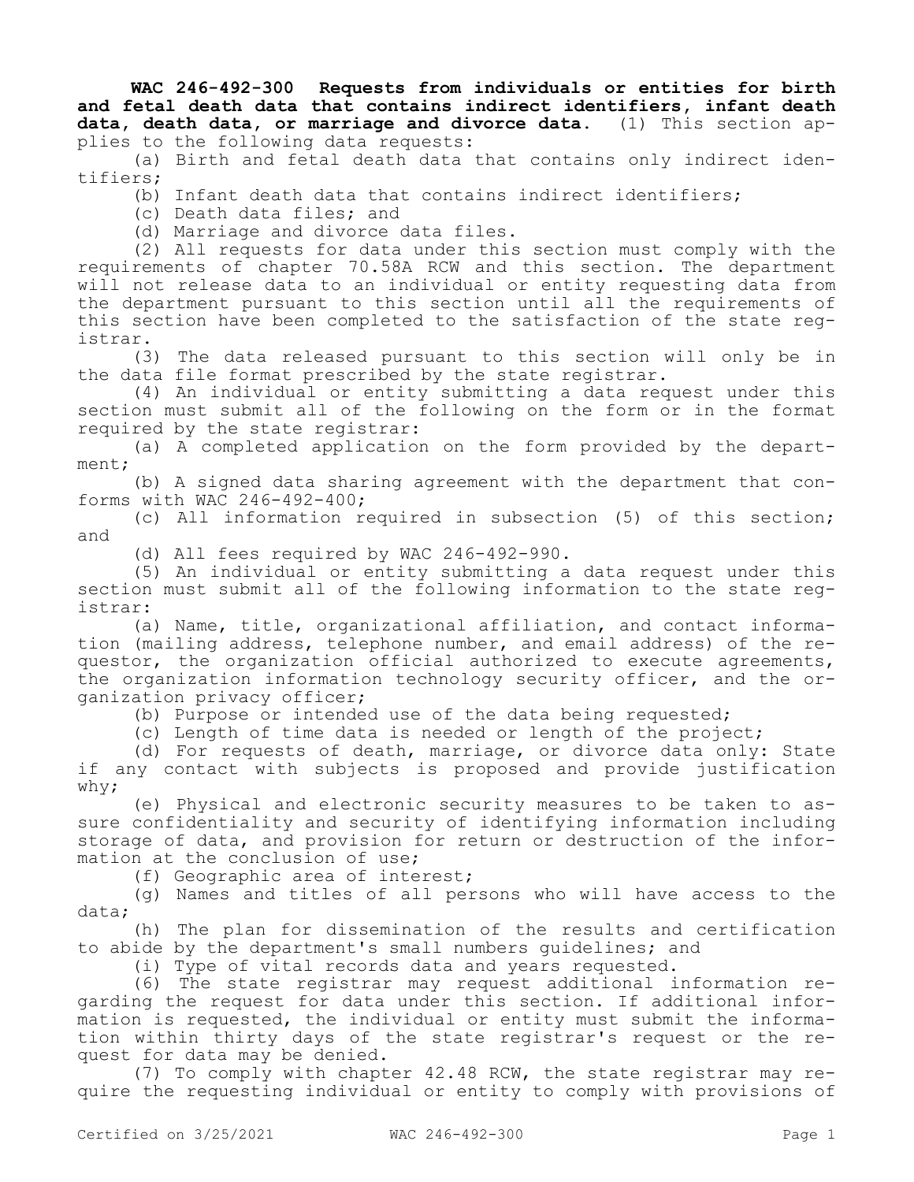**WAC 246-492-300 Requests from individuals or entities for birth and fetal death data that contains indirect identifiers, infant death data, death data, or marriage and divorce data.** (1) This section applies to the following data requests:

(a) Birth and fetal death data that contains only indirect identifiers;

(b) Infant death data that contains indirect identifiers;

(c) Death data files; and

(d) Marriage and divorce data files.

(2) All requests for data under this section must comply with the requirements of chapter 70.58A RCW and this section. The department will not release data to an individual or entity requesting data from the department pursuant to this section until all the requirements of this section have been completed to the satisfaction of the state registrar.

(3) The data released pursuant to this section will only be in the data file format prescribed by the state registrar.

(4) An individual or entity submitting a data request under this section must submit all of the following on the form or in the format required by the state registrar:

(a) A completed application on the form provided by the department;

(b) A signed data sharing agreement with the department that conforms with WAC 246-492-400;

(c) All information required in subsection (5) of this section; and

(d) All fees required by WAC 246-492-990.

(5) An individual or entity submitting a data request under this section must submit all of the following information to the state registrar:

(a) Name, title, organizational affiliation, and contact information (mailing address, telephone number, and email address) of the requestor, the organization official authorized to execute agreements, the organization information technology security officer, and the organization privacy officer;

(b) Purpose or intended use of the data being requested;

(c) Length of time data is needed or length of the project;

(d) For requests of death, marriage, or divorce data only: State if any contact with subjects is proposed and provide justification why;

(e) Physical and electronic security measures to be taken to assure confidentiality and security of identifying information including storage of data, and provision for return or destruction of the information at the conclusion of use;

(f) Geographic area of interest;

(g) Names and titles of all persons who will have access to the data;

(h) The plan for dissemination of the results and certification to abide by the department's small numbers guidelines; and

(i) Type of vital records data and years requested.

(6) The state registrar may request additional information regarding the request for data under this section. If additional information is requested, the individual or entity must submit the information within thirty days of the state registrar's request or the request for data may be denied.

(7) To comply with chapter 42.48 RCW, the state registrar may require the requesting individual or entity to comply with provisions of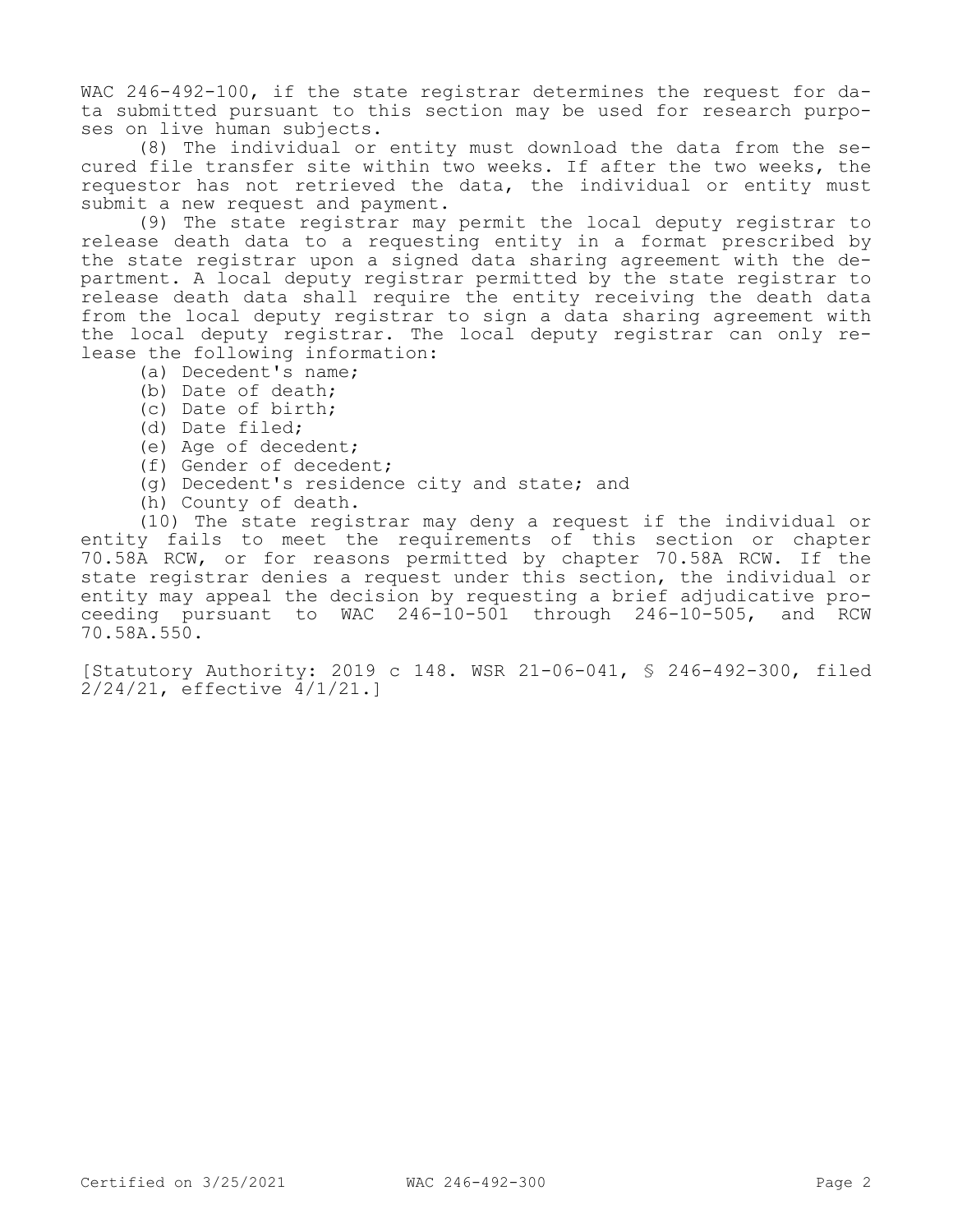WAC 246-492-100, if the state registrar determines the request for data submitted pursuant to this section may be used for research purposes on live human subjects.

(8) The individual or entity must download the data from the secured file transfer site within two weeks. If after the two weeks, the requestor has not retrieved the data, the individual or entity must submit a new request and payment.

(9) The state registrar may permit the local deputy registrar to release death data to a requesting entity in a format prescribed by the state registrar upon a signed data sharing agreement with the department. A local deputy registrar permitted by the state registrar to release death data shall require the entity receiving the death data from the local deputy registrar to sign a data sharing agreement with the local deputy registrar. The local deputy registrar can only release the following information:

(a) Decedent's name;

(b) Date of death;

(c) Date of birth;

(d) Date filed;

(e) Age of decedent;

(f) Gender of decedent;

(g) Decedent's residence city and state; and

(h) County of death.

(10) The state registrar may deny a request if the individual or entity fails to meet the requirements of this section or chapter 70.58A RCW, or for reasons permitted by chapter 70.58A RCW. If the state registrar denies a request under this section, the individual or entity may appeal the decision by requesting a brief adjudicative proceeding pursuant to WAC 246-10-501 through 246-10-505, and RCW 70.58A.550.

[Statutory Authority: 2019 c 148. WSR 21-06-041, § 246-492-300, filed 2/24/21, effective 4/1/21.]